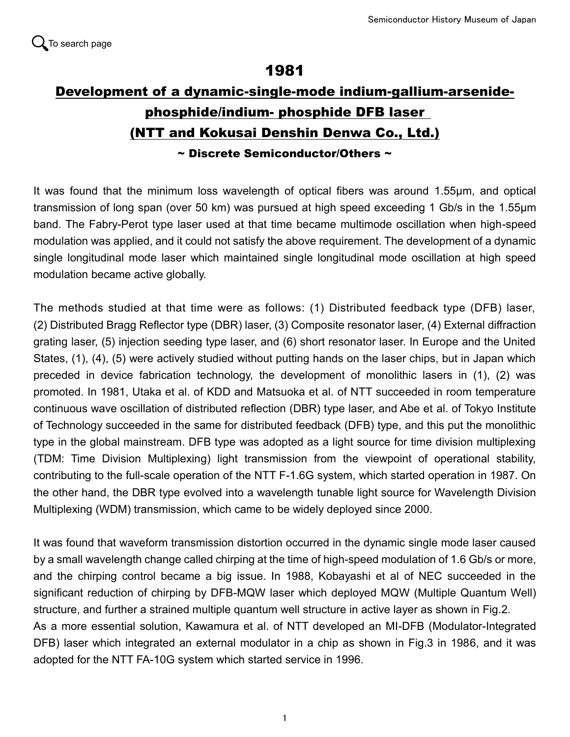# 1981

## Development of a dynamic-single-mode indium-gallium-arsenide-phosphide/indium- phosphide DFB laser (NTT and Kokusai Denshin Denwa Co., Ltd.)

### ~ Discrete Semiconductor/Others ~

It was found that the minimum loss wavelength of optical fibers was around 1.55μm, and optical transmission of long span (over 50 km) was pursued at high speed exceeding 1 Gb/s in the 1.55μm band. The Fabry-Perot type laser used at that time became multimode oscillation when high-speed modulation was applied, and it could not satisfy the above requirement. The development of a dynamic single longitudinal mode laser which maintained single longitudinal mode oscillation at high speed modulation became active globally.

The methods studied at that time were as follows: (1) Distributed feedback type (DFB) laser, (2) Distributed Bragg Reflector type (DBR) laser, (3) Composite resonator laser, (4) External diffraction grating laser, (5) injection seeding type laser, and (6) short resonator laser. In Europe and the United States, (1), (4), (5) were actively studied without putting hands on the laser chips, but in Japan which preceded in device fabrication technology, the development of monolithic lasers in (1), (2) was promoted. In 1981, Utaka et al. of KDD and Matsuoka et al. of NTT succeeded in room temperature continuous wave oscillation of distributed reflection (DBR) type laser, and Abe et al. of Tokyo Institute of Technology succeeded in the same for distributed feedback (DFB) type, and this put the monolithic type in the global mainstream. DFB type was adopted as a light source for time division multiplexing (TDM: Time Division Multiplexing) light transmission from the viewpoint of operational stability, contributing to the full-scale operation of the NTT F-1.6G system, which started operation in 1987. On the other hand, the DBR type evolved into a wavelength tunable light source for Wavelength Division Multiplexing (WDM) transmission, which came to be widely deployed since 2000.

It was found that waveform transmission distortion occurred in the dynamic single mode laser caused by a small wavelength change called chirping at the time of high-speed modulation of 1.6 Gb/s or more, and the chirping control became a big issue. In 1988, Kobayashi et al of NEC succeeded in the significant reduction of chirping by DFB-MQW laser which deployed MQW (Multiple Quantum Well) structure, and further a strained multiple quantum well structure in active layer as shown in Fig.2.
As a more essential solution, Kawamura et al. of NTT developed an MI-DFB (Modulator-Integrated DFB) laser which integrated an external modulator in a chip as shown in Fig.3 in 1986, and it was adopted for the NTT FA-10G system which started service in 1996.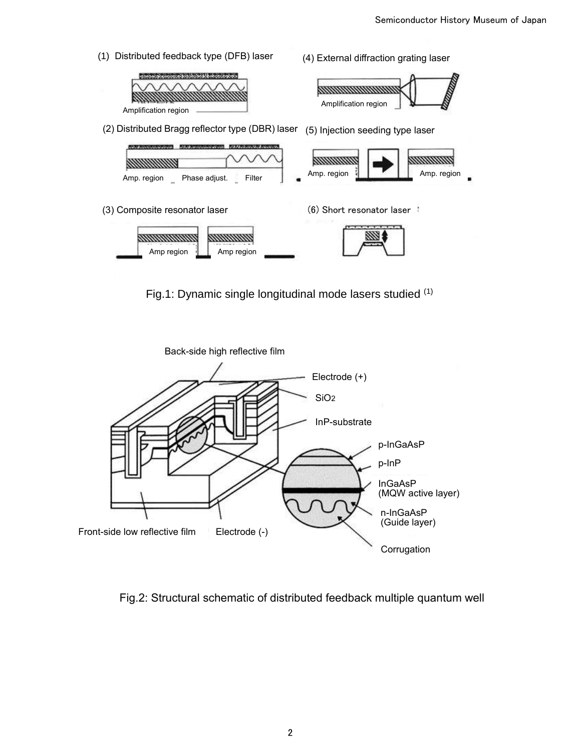(1) Distributed feedback type (DFB) laser

Amplification region

(2) Distributed Bragg reflector type (DBR) laser

Amp. region

Phase adjust.

Filter

(3) Composite resonator laser

Amp region

Amp region

(4) External diffraction grating laser

Amplification region

(5) Injection seeding type laser

Amp. region

Amp. region

(6) Short resonator laser

Fig.1: Dynamic single longitudinal mode lasers studied [(1)]

Back-side high reflective film

Electrode (+)

$SiO_2$

InP-substrate

p-InGaAsP

p-InP

InGaAsP
(MQW active layer)

n-InGaAsP
(Guide layer)

Corrugation

Front-side low reflective film

Electrode (-)

Fig.2: Structural schematic of distributed feedback multiple quantum well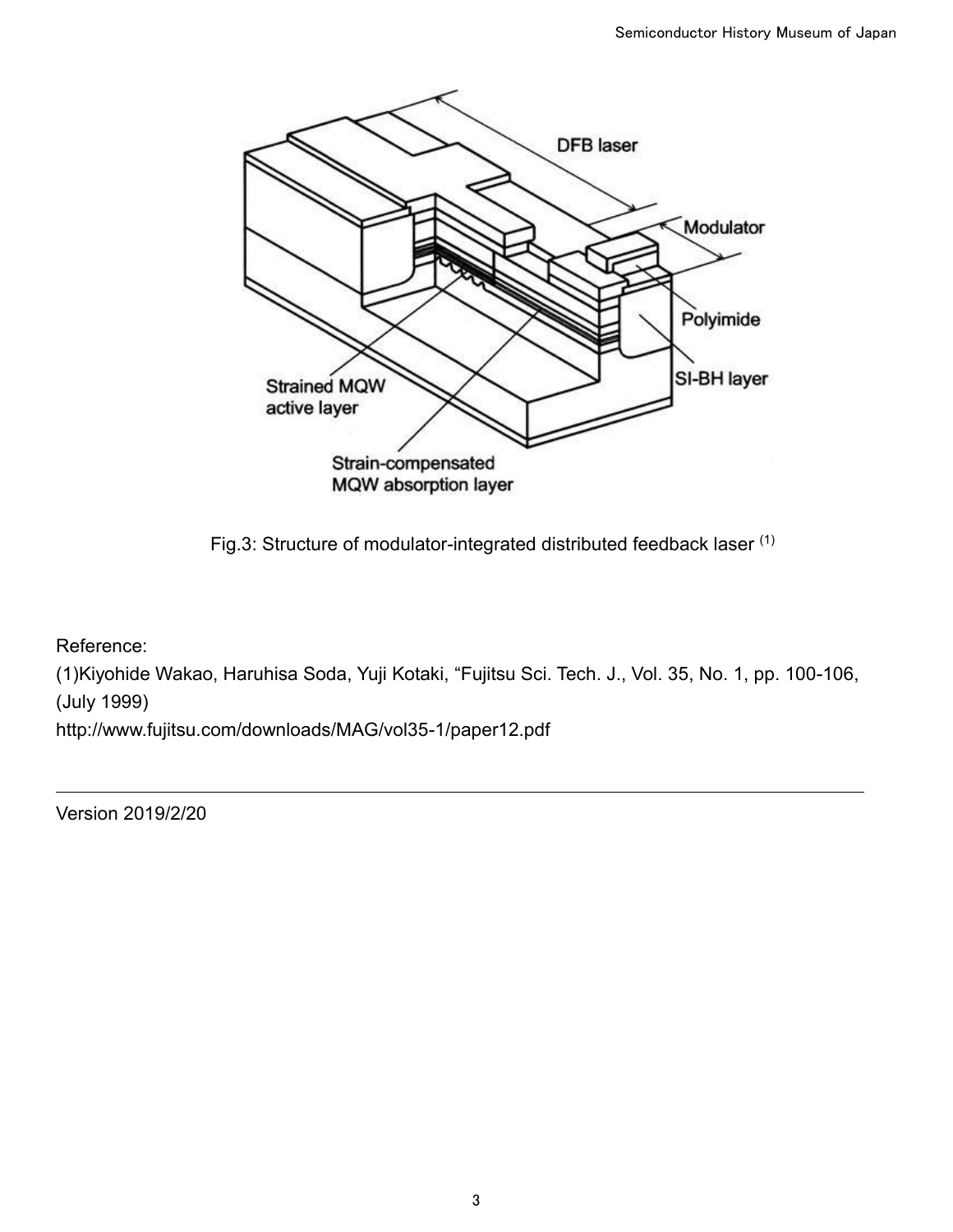DFB laser

Modulator

Polyimide

SI-BH layer

Strained MQW active layer

Strain-compensated MQW absorption layer

Fig.3: Structure of modulator-integrated distributed feedback laser (1)

Reference:

(1)Kiyohide Wakao, Haruhisa Soda, Yuji Kotaki, "Fujitsu Sci. Tech. J., Vol. 35, No. 1, pp. 100-106, (July 1999)

http://www.fujitsu.com/downloads/MAG/vol35-1/paper12.pdf

---

Version 2019/2/20